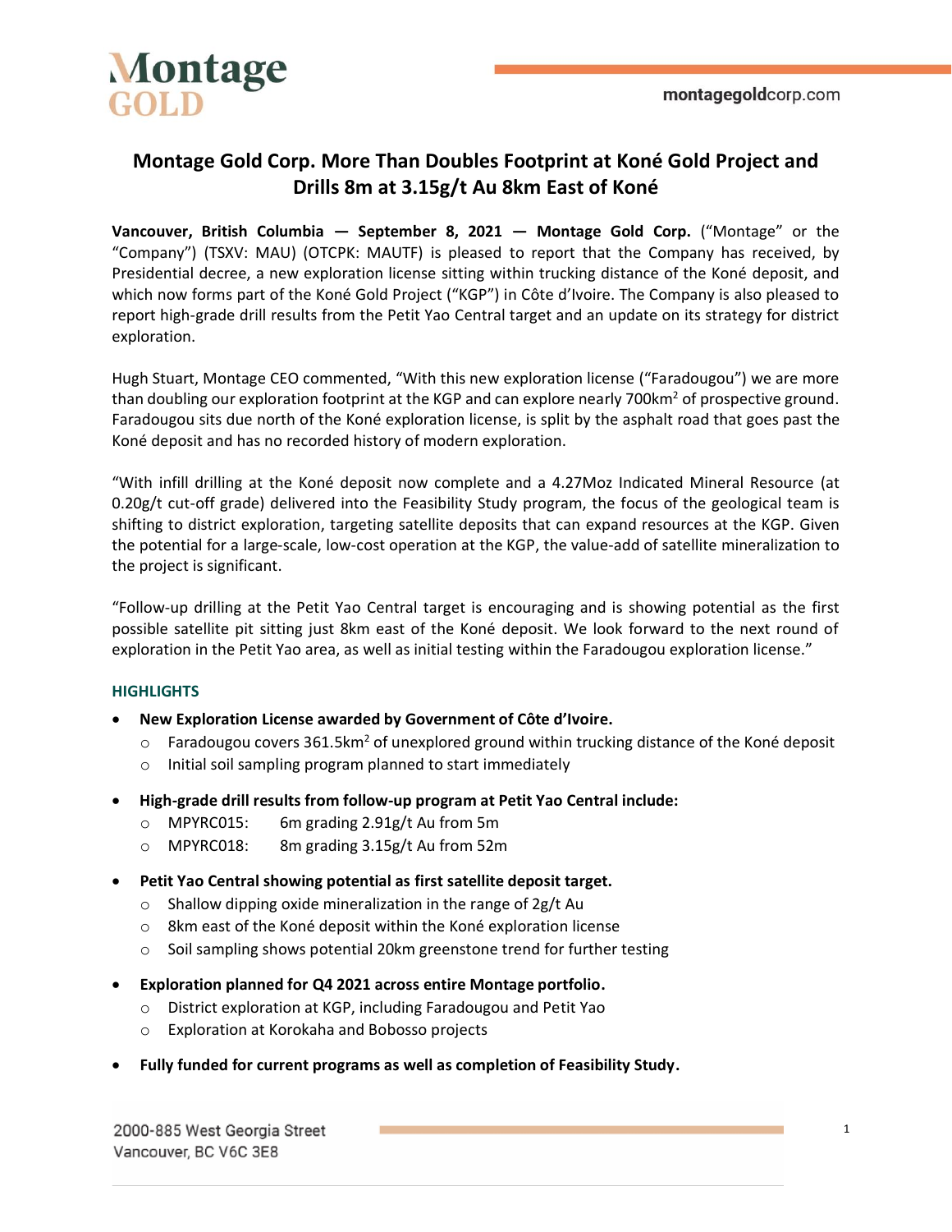# Montage Gold Corp. More Than Doubles Footprint at Koné Gold Project and Drills 8m at 3.15g/t Au 8km East of Koné

**Vancouver, British Columbia — September 8, 2021 — Montage Gold Corp.** ("Montage" or the "Company") (TSXV: MAU) (OTCPK: MAUTF) is pleased to report that the Company has received, by Presidential decree, a new exploration license sitting within trucking distance of the Koné deposit, and which now forms part of the Koné Gold Project ("KGP") in Côte d'Ivoire. The Company is also pleased to report high-grade drill results from the Petit Yao Central target and an update on its strategy for district exploration.

Hugh Stuart, Montage CEO commented, "With this new exploration license ("Faradougou") we are more than doubling our exploration footprint at the KGP and can explore nearly 700km$^2$ of prospective ground. Faradougou sits due north of the Koné exploration license, is split by the asphalt road that goes past the Koné deposit and has no recorded history of modern exploration.

"With infill drilling at the Koné deposit now complete and a 4.27Moz Indicated Mineral Resource (at 0.20g/t cut-off grade) delivered into the Feasibility Study program, the focus of the geological team is shifting to district exploration, targeting satellite deposits that can expand resources at the KGP. Given the potential for a large-scale, low-cost operation at the KGP, the value-add of satellite mineralization to the project is significant.

"Follow-up drilling at the Petit Yao Central target is encouraging and is showing potential as the first possible satellite pit sitting just 8km east of the Koné deposit. We look forward to the next round of exploration in the Petit Yao area, as well as initial testing within the Faradougou exploration license."

## HIGHLIGHTS

- **New Exploration License awarded by Government of Côte d'Ivoire.**
  - Faradougou covers 361.5km$^2$ of unexplored ground within trucking distance of the Koné deposit
  - Initial soil sampling program planned to start immediately
- **High-grade drill results from follow-up program at Petit Yao Central include:**
  - MPYRC015: 6m grading 2.91g/t Au from 5m
  - MPYRC018: 8m grading 3.15g/t Au from 52m
- **Petit Yao Central showing potential as first satellite deposit target.**
  - Shallow dipping oxide mineralization in the range of 2g/t Au
  - 8km east of the Koné deposit within the Koné exploration license
  - Soil sampling shows potential 20km greenstone trend for further testing
- **Exploration planned for Q4 2021 across entire Montage portfolio.**
  - District exploration at KGP, including Faradougou and Petit Yao
  - Exploration at Korokaha and Bobosso projects
- **Fully funded for current programs as well as completion of Feasibility Study.**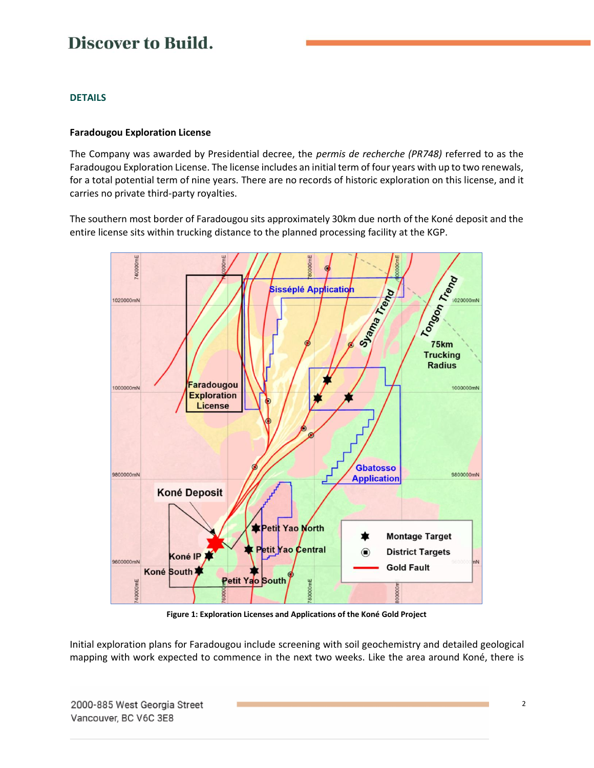## DETAILS

### Faradougou Exploration License

The Company was awarded by Presidential decree, the *permis de recherche (PR748)* referred to as the Faradougou Exploration License. The license includes an initial term of four years with up to two renewals, for a total potential term of nine years. There are no records of historic exploration on this license, and it carries no private third-party royalties.

The southern most border of Faradougou sits approximately 30km due north of the Koné deposit and the entire license sits within trucking distance to the planned processing facility at the KGP.

**Figure 1: Exploration Licenses and Applications of the Koné Gold Project**

Initial exploration plans for Faradougou include screening with soil geochemistry and detailed geological mapping with work expected to commence in the next two weeks. Like the area around Koné, there is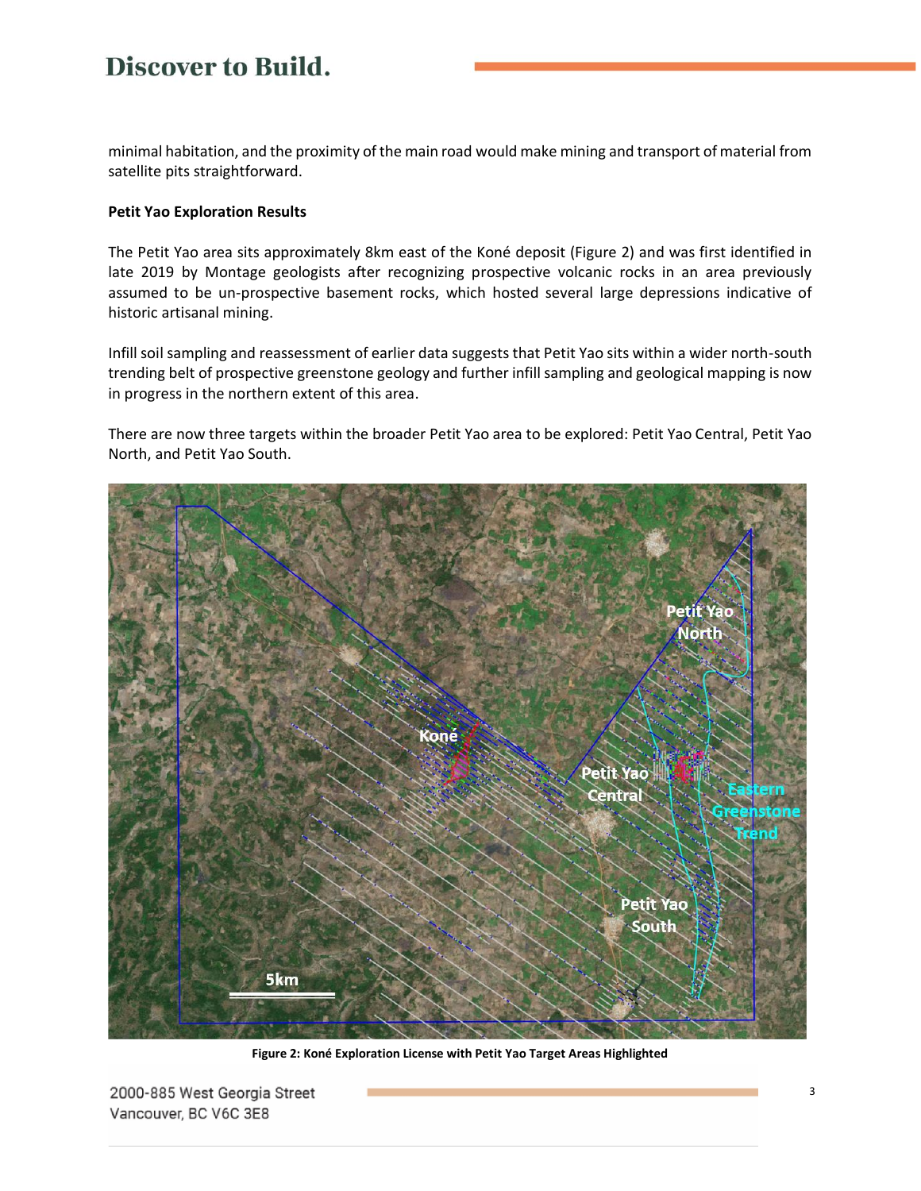minimal habitation, and the proximity of the main road would make mining and transport of material from satellite pits straightforward.

**Petit Yao Exploration Results**

The Petit Yao area sits approximately 8km east of the Koné deposit (Figure 2) and was first identified in late 2019 by Montage geologists after recognizing prospective volcanic rocks in an area previously assumed to be un-prospective basement rocks, which hosted several large depressions indicative of historic artisanal mining.

Infill soil sampling and reassessment of earlier data suggests that Petit Yao sits within a wider north-south trending belt of prospective greenstone geology and further infill sampling and geological mapping is now in progress in the northern extent of this area.

There are now three targets within the broader Petit Yao area to be explored: Petit Yao Central, Petit Yao North, and Petit Yao South.

**Figure 2: Koné Exploration License with Petit Yao Target Areas Highlighted**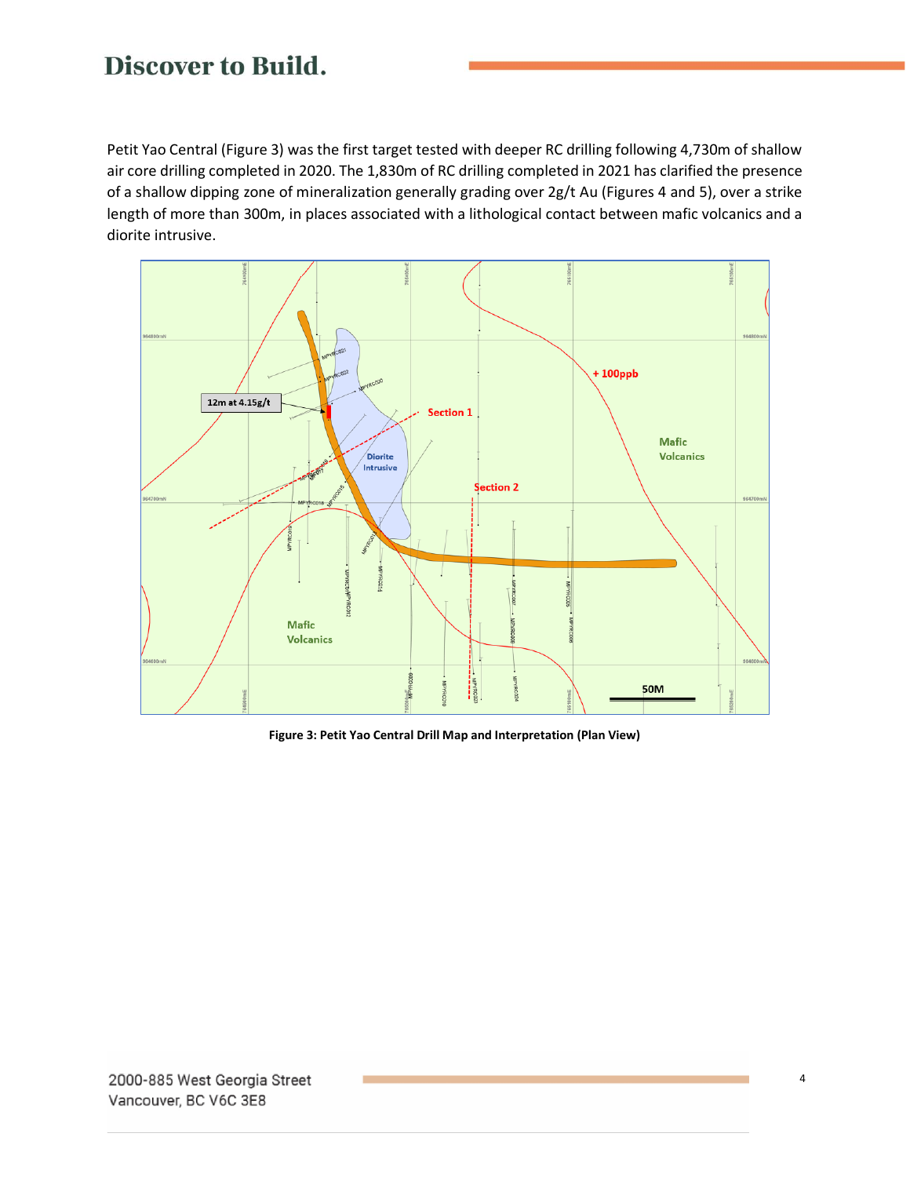Petit Yao Central (Figure 3) was the first target tested with deeper RC drilling following 4,730m of shallow air core drilling completed in 2020. The 1,830m of RC drilling completed in 2021 has clarified the presence of a shallow dipping zone of mineralization generally grading over 2g/t Au (Figures 4 and 5), over a strike length of more than 300m, in places associated with a lithological contact between mafic volcanics and a diorite intrusive.

**Figure 3: Petit Yao Central Drill Map and Interpretation (Plan View)**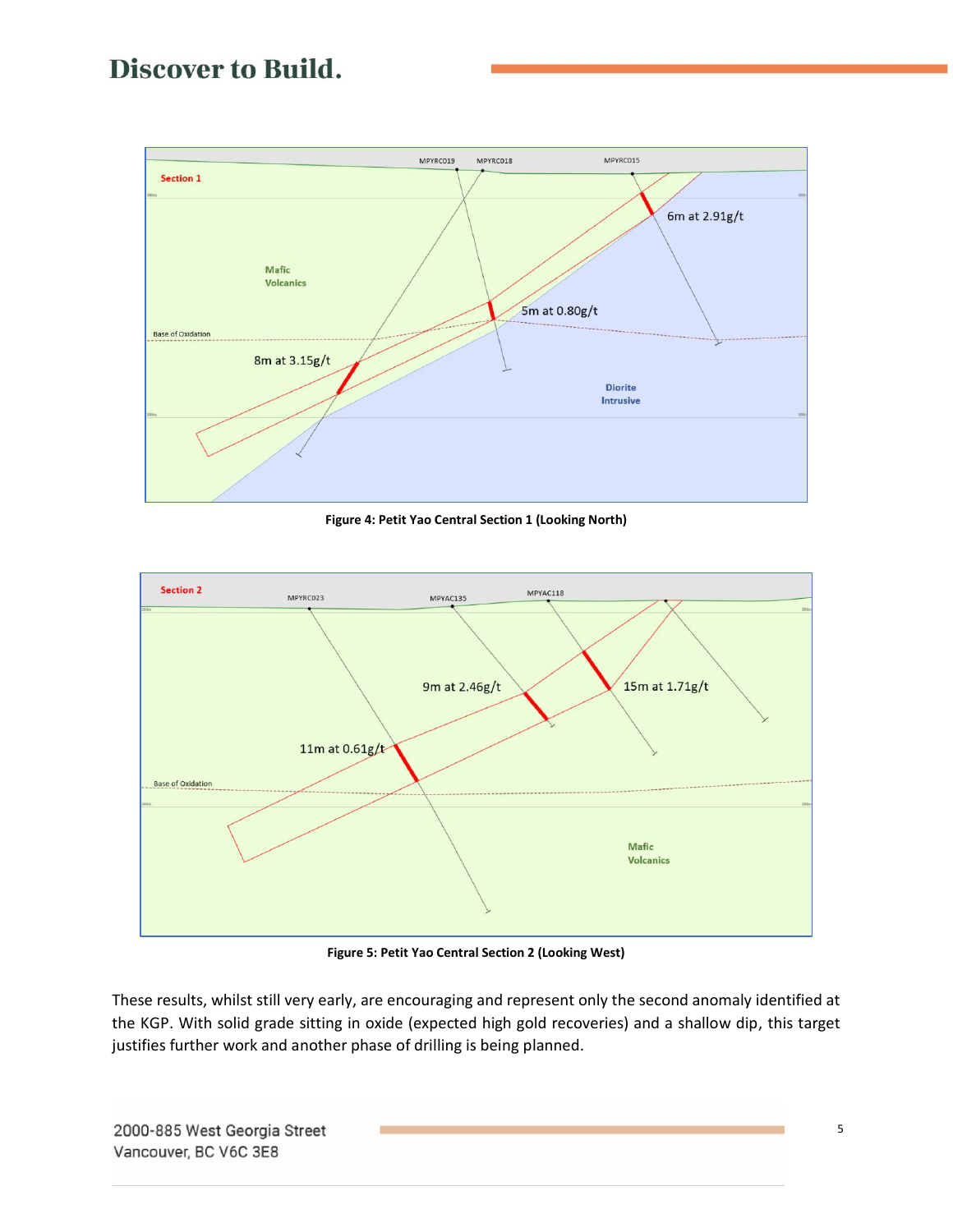Figure 4: Petit Yao Central Section 1 (Looking North)

Figure 5: Petit Yao Central Section 2 (Looking West)

These results, whilst still very early, are encouraging and represent only the second anomaly identified at the KGP. With solid grade sitting in oxide (expected high gold recoveries) and a shallow dip, this target justifies further work and another phase of drilling is being planned.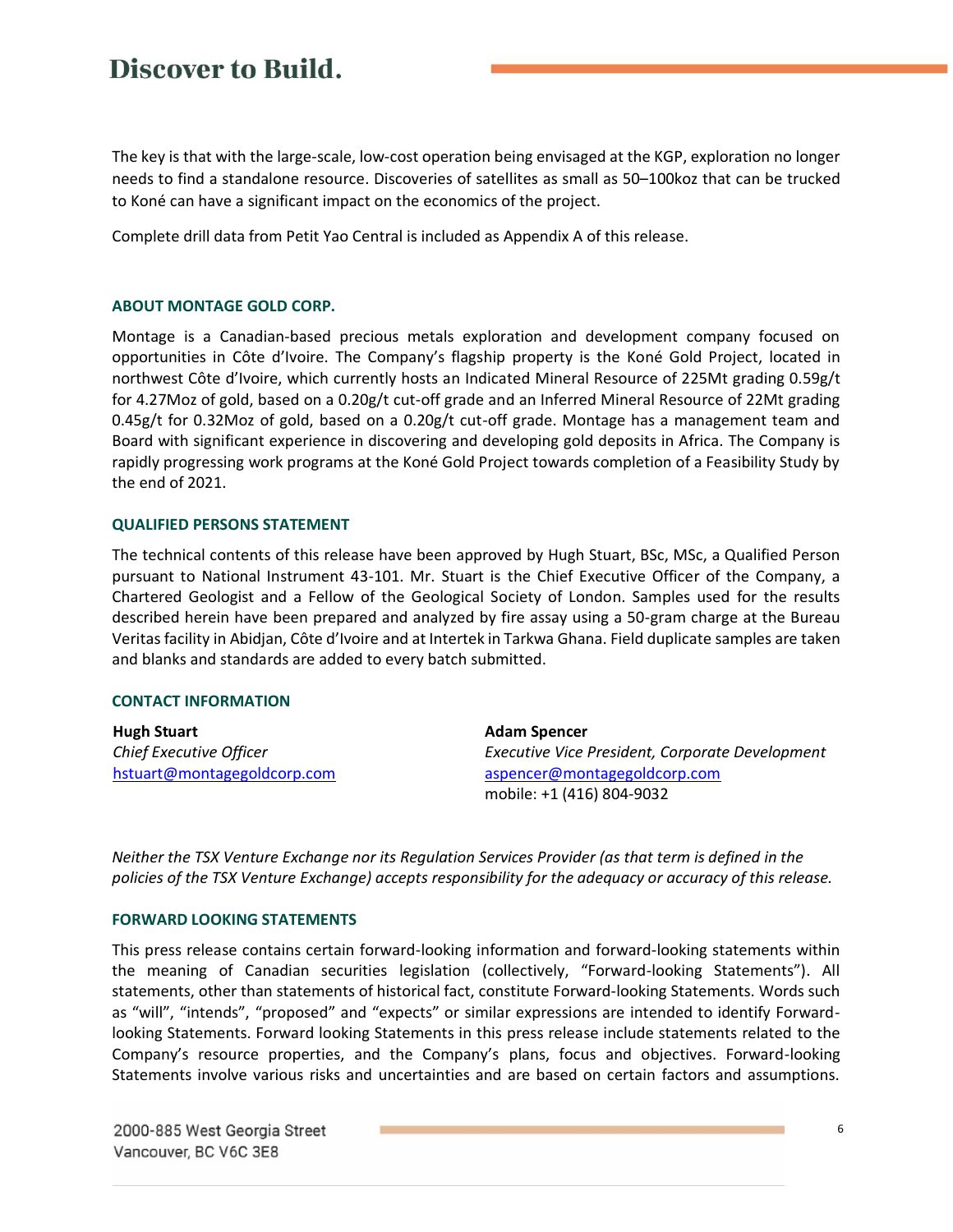The key is that with the large-scale, low-cost operation being envisaged at the KGP, exploration no longer needs to find a standalone resource. Discoveries of satellites as small as 50–100koz that can be trucked to Koné can have a significant impact on the economics of the project.

Complete drill data from Petit Yao Central is included as Appendix A of this release.

### ABOUT MONTAGE GOLD CORP.

Montage is a Canadian-based precious metals exploration and development company focused on opportunities in Côte d'Ivoire. The Company's flagship property is the Koné Gold Project, located in northwest Côte d'Ivoire, which currently hosts an Indicated Mineral Resource of 225Mt grading 0.59g/t for 4.27Moz of gold, based on a 0.20g/t cut-off grade and an Inferred Mineral Resource of 22Mt grading 0.45g/t for 0.32Moz of gold, based on a 0.20g/t cut-off grade. Montage has a management team and Board with significant experience in discovering and developing gold deposits in Africa. The Company is rapidly progressing work programs at the Koné Gold Project towards completion of a Feasibility Study by the end of 2021.

### QUALIFIED PERSONS STATEMENT

The technical contents of this release have been approved by Hugh Stuart, BSc, MSc, a Qualified Person pursuant to National Instrument 43-101. Mr. Stuart is the Chief Executive Officer of the Company, a Chartered Geologist and a Fellow of the Geological Society of London. Samples used for the results described herein have been prepared and analyzed by fire assay using a 50-gram charge at the Bureau Veritas facility in Abidjan, Côte d'Ivoire and at Intertek in Tarkwa Ghana. Field duplicate samples are taken and blanks and standards are added to every batch submitted.

### CONTACT INFORMATION

**Hugh Stuart**
*Chief Executive Officer*
hstuart@montagegoldcorp.com

**Adam Spencer**
*Executive Vice President, Corporate Development*
aspencer@montagegoldcorp.com
mobile: +1 (416) 804-9032

*Neither the TSX Venture Exchange nor its Regulation Services Provider (as that term is defined in the policies of the TSX Venture Exchange) accepts responsibility for the adequacy or accuracy of this release.*

### FORWARD LOOKING STATEMENTS

This press release contains certain forward-looking information and forward-looking statements within the meaning of Canadian securities legislation (collectively, "Forward-looking Statements"). All statements, other than statements of historical fact, constitute Forward-looking Statements. Words such as "will", "intends", "proposed" and "expects" or similar expressions are intended to identify Forward-looking Statements. Forward looking Statements in this press release include statements related to the Company's resource properties, and the Company's plans, focus and objectives. Forward-looking Statements involve various risks and uncertainties and are based on certain factors and assumptions.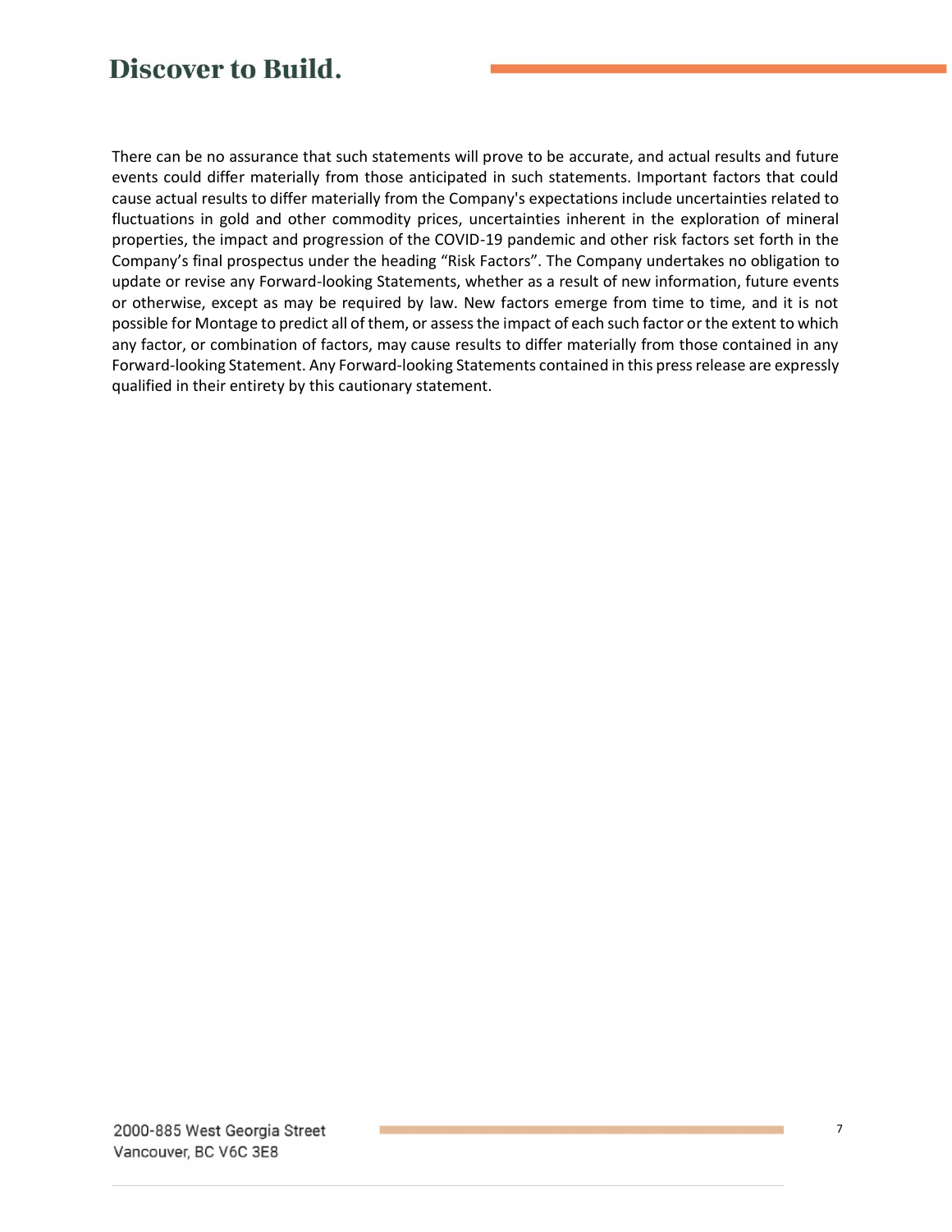There can be no assurance that such statements will prove to be accurate, and actual results and future events could differ materially from those anticipated in such statements. Important factors that could cause actual results to differ materially from the Company's expectations include uncertainties related to fluctuations in gold and other commodity prices, uncertainties inherent in the exploration of mineral properties, the impact and progression of the COVID-19 pandemic and other risk factors set forth in the Company's final prospectus under the heading "Risk Factors". The Company undertakes no obligation to update or revise any Forward-looking Statements, whether as a result of new information, future events or otherwise, except as may be required by law. New factors emerge from time to time, and it is not possible for Montage to predict all of them, or assess the impact of each such factor or the extent to which any factor, or combination of factors, may cause results to differ materially from those contained in any Forward-looking Statement. Any Forward-looking Statements contained in this press release are expressly qualified in their entirety by this cautionary statement.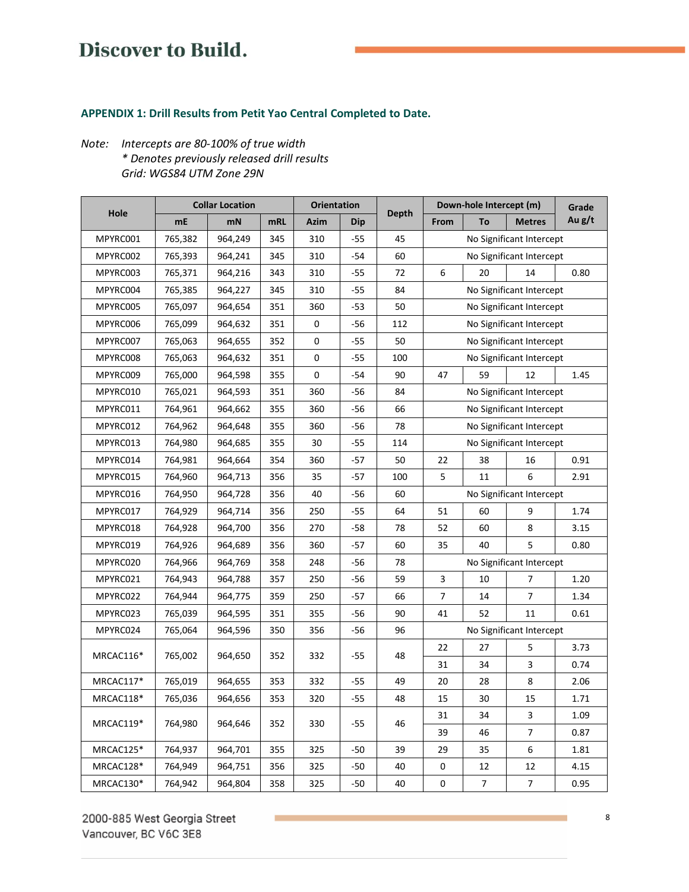### APPENDIX 1: Drill Results from Petit Yao Central Completed to Date.

*Note: Intercepts are 80-100% of true width*
*\* Denotes previously released drill results*
*Grid: WGS84 UTM Zone 29N*

| Hole | Collar Location | | | Orientation | | Depth | Down-hole Intercept (m) | | | Grade Au g/t |
|---|---|---|---|---|---|---|---|---|---|---|
| | mE | mN | mRL | Azim | Dip | | From | To | Metres | |
| MPYRC001 | 765,382 | 964,249 | 345 | 310 | -55 | 45 | No Significant Intercept | | | |
| MPYRC002 | 765,393 | 964,241 | 345 | 310 | -54 | 60 | No Significant Intercept | | | |
| MPYRC003 | 765,371 | 964,216 | 343 | 310 | -55 | 72 | 6 | 20 | 14 | 0.80 |
| MPYRC004 | 765,385 | 964,227 | 345 | 310 | -55 | 84 | No Significant Intercept | | | |
| MPYRC005 | 765,097 | 964,654 | 351 | 360 | -53 | 50 | No Significant Intercept | | | |
| MPYRC006 | 765,099 | 964,632 | 351 | 0 | -56 | 112 | No Significant Intercept | | | |
| MPYRC007 | 765,063 | 964,655 | 352 | 0 | -55 | 50 | No Significant Intercept | | | |
| MPYRC008 | 765,063 | 964,632 | 351 | 0 | -55 | 100 | No Significant Intercept | | | |
| MPYRC009 | 765,000 | 964,598 | 355 | 0 | -54 | 90 | 47 | 59 | 12 | 1.45 |
| MPYRC010 | 765,021 | 964,593 | 351 | 360 | -56 | 84 | No Significant Intercept | | | |
| MPYRC011 | 764,961 | 964,662 | 355 | 360 | -56 | 66 | No Significant Intercept | | | |
| MPYRC012 | 764,962 | 964,648 | 355 | 360 | -56 | 78 | No Significant Intercept | | | |
| MPYRC013 | 764,980 | 964,685 | 355 | 30 | -55 | 114 | No Significant Intercept | | | |
| MPYRC014 | 764,981 | 964,664 | 354 | 360 | -57 | 50 | 22 | 38 | 16 | 0.91 |
| MPYRC015 | 764,960 | 964,713 | 356 | 35 | -57 | 100 | 5 | 11 | 6 | 2.91 |
| MPYRC016 | 764,950 | 964,728 | 356 | 40 | -56 | 60 | No Significant Intercept | | | |
| MPYRC017 | 764,929 | 964,714 | 356 | 250 | -55 | 64 | 51 | 60 | 9 | 1.74 |
| MPYRC018 | 764,928 | 964,700 | 356 | 270 | -58 | 78 | 52 | 60 | 8 | 3.15 |
| MPYRC019 | 764,926 | 964,689 | 356 | 360 | -57 | 60 | 35 | 40 | 5 | 0.80 |
| MPYRC020 | 764,966 | 964,769 | 358 | 248 | -56 | 78 | No Significant Intercept | | | |
| MPYRC021 | 764,943 | 964,788 | 357 | 250 | -56 | 59 | 3 | 10 | 7 | 1.20 |
| MPYRC022 | 764,944 | 964,775 | 359 | 250 | -57 | 66 | 7 | 14 | 7 | 1.34 |
| MPYRC023 | 765,039 | 964,595 | 351 | 355 | -56 | 90 | 41 | 52 | 11 | 0.61 |
| MPYRC024 | 765,064 | 964,596 | 350 | 356 | -56 | 96 | No Significant Intercept | | | |
| MRCAC116* | 765,002 | 964,650 | 352 | 332 | -55 | 48 | 22 | 27 | 5 | 3.73 |
| | | | | | | | 31 | 34 | 3 | 0.74 |
| MRCAC117* | 765,019 | 964,655 | 353 | 332 | -55 | 49 | 20 | 28 | 8 | 2.06 |
| MRCAC118* | 765,036 | 964,656 | 353 | 320 | -55 | 48 | 15 | 30 | 15 | 1.71 |
| MRCAC119* | 764,980 | 964,646 | 352 | 330 | -55 | 46 | 31 | 34 | 3 | 1.09 |
| | | | | | | | 39 | 46 | 7 | 0.87 |
| MRCAC125* | 764,937 | 964,701 | 355 | 325 | -50 | 39 | 29 | 35 | 6 | 1.81 |
| MRCAC128* | 764,949 | 964,751 | 356 | 325 | -50 | 40 | 0 | 12 | 12 | 4.15 |
| MRCAC130* | 764,942 | 964,804 | 358 | 325 | -50 | 40 | 0 | 7 | 7 | 0.95 |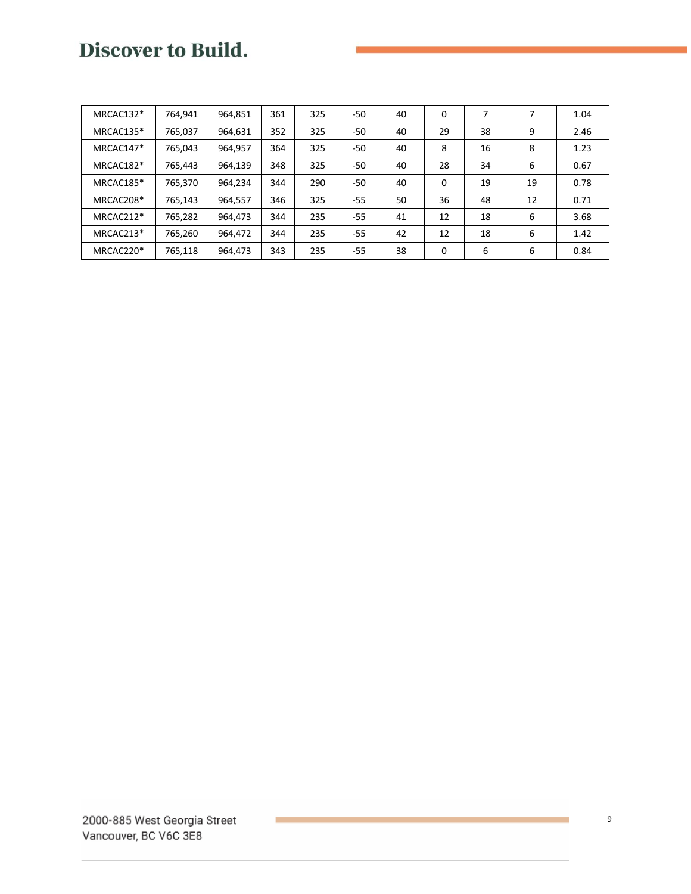| | | | | | | | | | | |
|---|---|---|---|---|---|---|---|---|---|---|
| MRCAC132* | 764,941 | 964,851 | 361 | 325 | -50 | 40 | 0 | 7 | 7 | 1.04 |
| MRCAC135* | 765,037 | 964,631 | 352 | 325 | -50 | 40 | 29 | 38 | 9 | 2.46 |
| MRCAC147* | 765,043 | 964,957 | 364 | 325 | -50 | 40 | 8 | 16 | 8 | 1.23 |
| MRCAC182* | 765,443 | 964,139 | 348 | 325 | -50 | 40 | 28 | 34 | 6 | 0.67 |
| MRCAC185* | 765,370 | 964,234 | 344 | 290 | -50 | 40 | 0 | 19 | 19 | 0.78 |
| MRCAC208* | 765,143 | 964,557 | 346 | 325 | -55 | 50 | 36 | 48 | 12 | 0.71 |
| MRCAC212* | 765,282 | 964,473 | 344 | 235 | -55 | 41 | 12 | 18 | 6 | 3.68 |
| MRCAC213* | 765,260 | 964,472 | 344 | 235 | -55 | 42 | 12 | 18 | 6 | 1.42 |
| MRCAC220* | 765,118 | 964,473 | 343 | 235 | -55 | 38 | 0 | 6 | 6 | 0.84 |